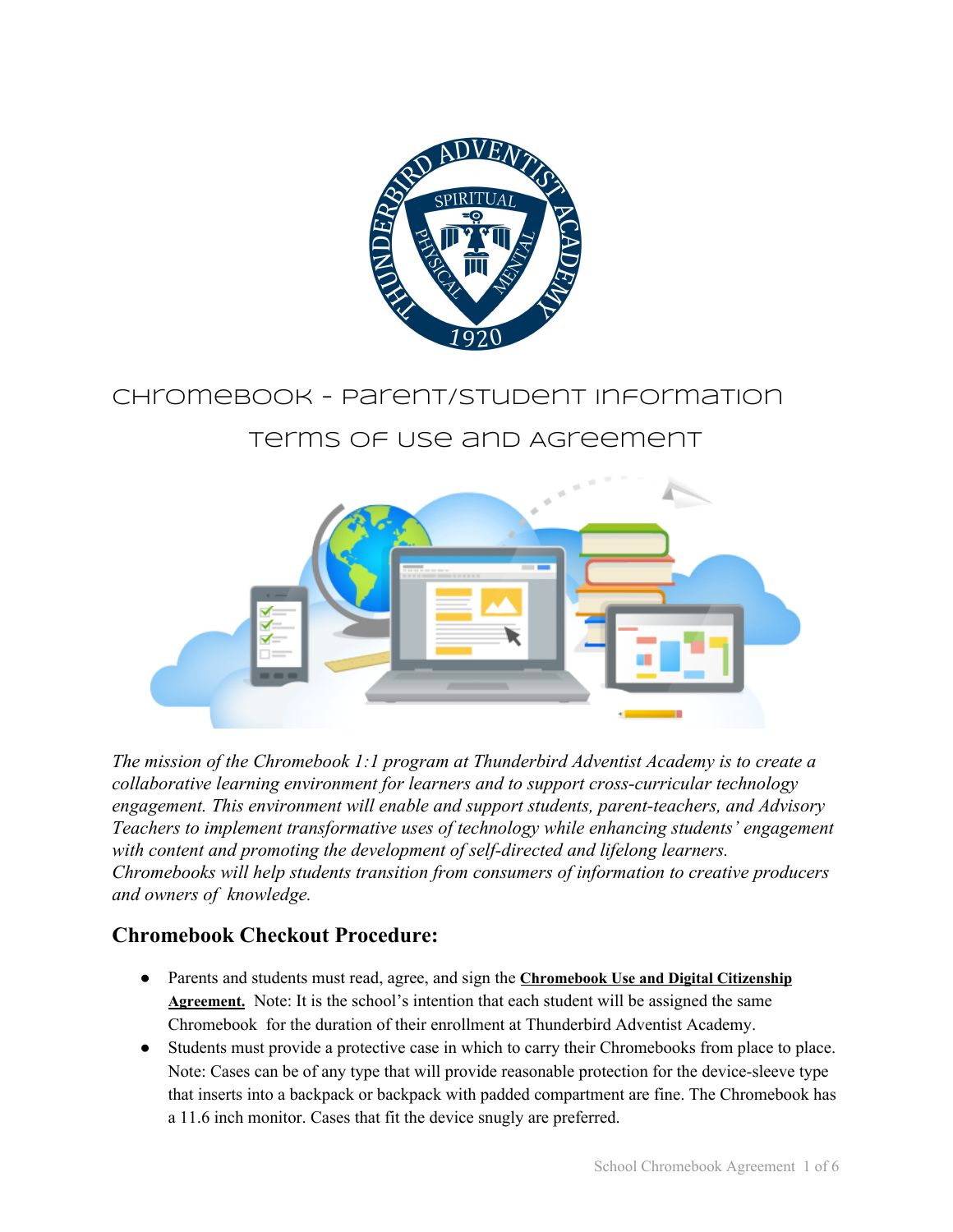# Chromebook - Parent/Student Information

## Terms of Use and Agreement

*The mission of the Chromebook 1:1 program at Thunderbird Adventist Academy is to create a collaborative learning environment for learners and to support cross-curricular technology engagement. This environment will enable and support students, parent-teachers, and Advisory Teachers to implement transformative uses of technology while enhancing students' engagement with content and promoting the development of self-directed and lifelong learners. Chromebooks will help students transition from consumers of information to creative producers and owners of knowledge.*

## Chromebook Checkout Procedure:

- Parents and students must read, agree, and sign the **Chromebook Use and Digital Citizenship Agreement.** Note: It is the school's intention that each student will be assigned the same Chromebook for the duration of their enrollment at Thunderbird Adventist Academy.
- Students must provide a protective case in which to carry their Chromebooks from place to place. Note: Cases can be of any type that will provide reasonable protection for the device-sleeve type that inserts into a backpack or backpack with padded compartment are fine. The Chromebook has a 11.6 inch monitor. Cases that fit the device snugly are preferred.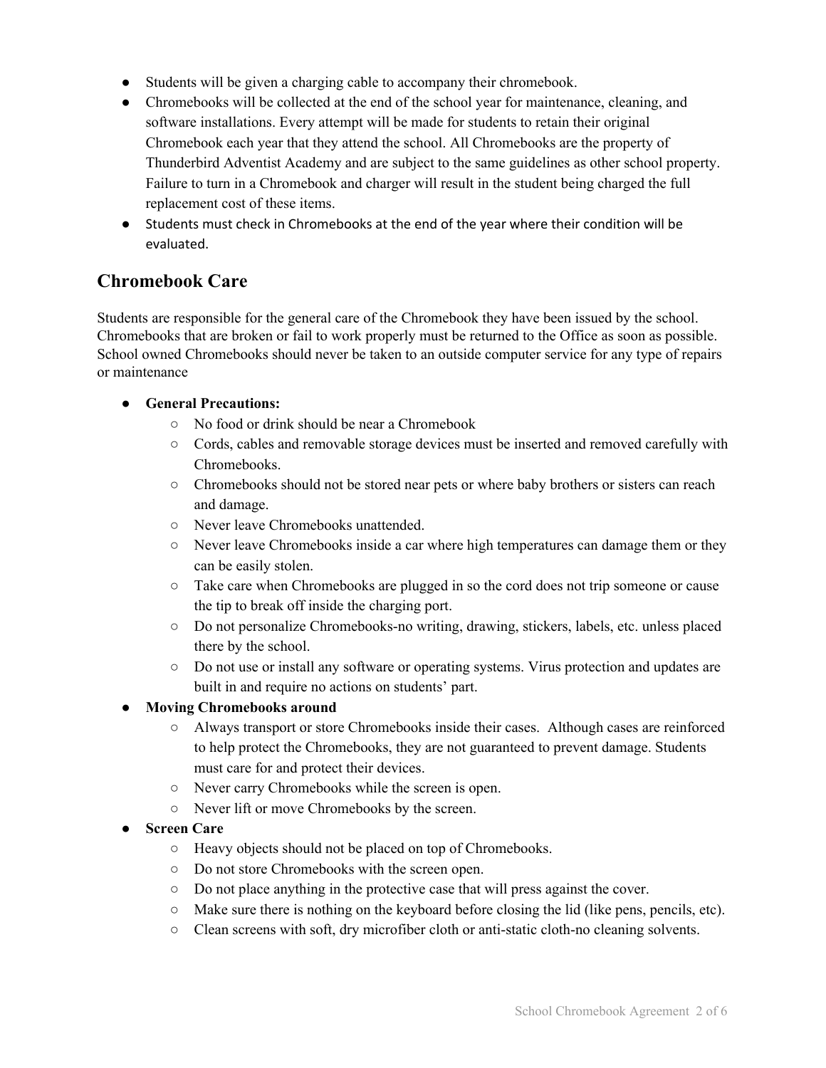- Students will be given a charging cable to accompany their chromebook.
- Chromebooks will be collected at the end of the school year for maintenance, cleaning, and software installations. Every attempt will be made for students to retain their original Chromebook each year that they attend the school. All Chromebooks are the property of Thunderbird Adventist Academy and are subject to the same guidelines as other school property. Failure to turn in a Chromebook and charger will result in the student being charged the full replacement cost of these items.
- Students must check in Chromebooks at the end of the year where their condition will be evaluated.

## Chromebook Care

Students are responsible for the general care of the Chromebook they have been issued by the school. Chromebooks that are broken or fail to work properly must be returned to the Office as soon as possible. School owned Chromebooks should never be taken to an outside computer service for any type of repairs or maintenance

- **General Precautions:**
  - No food or drink should be near a Chromebook
  - Cords, cables and removable storage devices must be inserted and removed carefully with Chromebooks.
  - Chromebooks should not be stored near pets or where baby brothers or sisters can reach and damage.
  - Never leave Chromebooks unattended.
  - Never leave Chromebooks inside a car where high temperatures can damage them or they can be easily stolen.
  - Take care when Chromebooks are plugged in so the cord does not trip someone or cause the tip to break off inside the charging port.
  - Do not personalize Chromebooks-no writing, drawing, stickers, labels, etc. unless placed there by the school.
  - Do not use or install any software or operating systems. Virus protection and updates are built in and require no actions on students' part.
- **Moving Chromebooks around**
  - Always transport or store Chromebooks inside their cases. Although cases are reinforced to help protect the Chromebooks, they are not guaranteed to prevent damage. Students must care for and protect their devices.
  - Never carry Chromebooks while the screen is open.
  - Never lift or move Chromebooks by the screen.
- **Screen Care**
  - Heavy objects should not be placed on top of Chromebooks.
  - Do not store Chromebooks with the screen open.
  - Do not place anything in the protective case that will press against the cover.
  - Make sure there is nothing on the keyboard before closing the lid (like pens, pencils, etc).
  - Clean screens with soft, dry microfiber cloth or anti-static cloth-no cleaning solvents.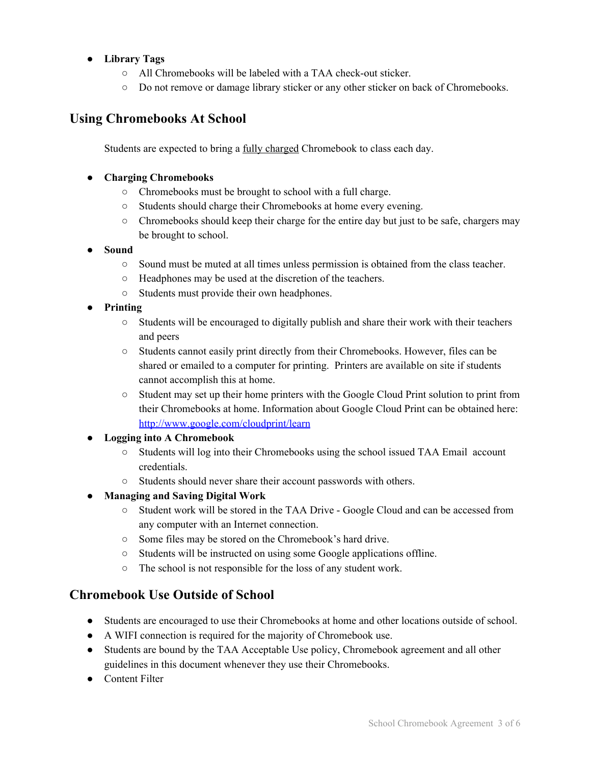- **Library Tags**
  - All Chromebooks will be labeled with a TAA check-out sticker.
  - Do not remove or damage library sticker or any other sticker on back of Chromebooks.

## Using Chromebooks At School

Students are expected to bring a fully charged Chromebook to class each day.

- **Charging Chromebooks**
  - Chromebooks must be brought to school with a full charge.
  - Students should charge their Chromebooks at home every evening.
  - Chromebooks should keep their charge for the entire day but just to be safe, chargers may be brought to school.
- **Sound**
  - Sound must be muted at all times unless permission is obtained from the class teacher.
  - Headphones may be used at the discretion of the teachers.
  - Students must provide their own headphones.
- **Printing**
  - Students will be encouraged to digitally publish and share their work with their teachers and peers
  - Students cannot easily print directly from their Chromebooks. However, files can be shared or emailed to a computer for printing. Printers are available on site if students cannot accomplish this at home.
  - Student may set up their home printers with the Google Cloud Print solution to print from their Chromebooks at home. Information about Google Cloud Print can be obtained here: [http://www.google.com/cloudprint/learn](http://www.google.com/cloudprint/learn)
- **Logging into A Chromebook**
  - Students will log into their Chromebooks using the school issued TAA Email account credentials.
  - Students should never share their account passwords with others.
- **Managing and Saving Digital Work**
  - Student work will be stored in the TAA Drive - Google Cloud and can be accessed from any computer with an Internet connection.
  - Some files may be stored on the Chromebook's hard drive.
  - Students will be instructed on using some Google applications offline.
  - The school is not responsible for the loss of any student work.

## Chromebook Use Outside of School

- Students are encouraged to use their Chromebooks at home and other locations outside of school.
- A WIFI connection is required for the majority of Chromebook use.
- Students are bound by the TAA Acceptable Use policy, Chromebook agreement and all other guidelines in this document whenever they use their Chromebooks.
- Content Filter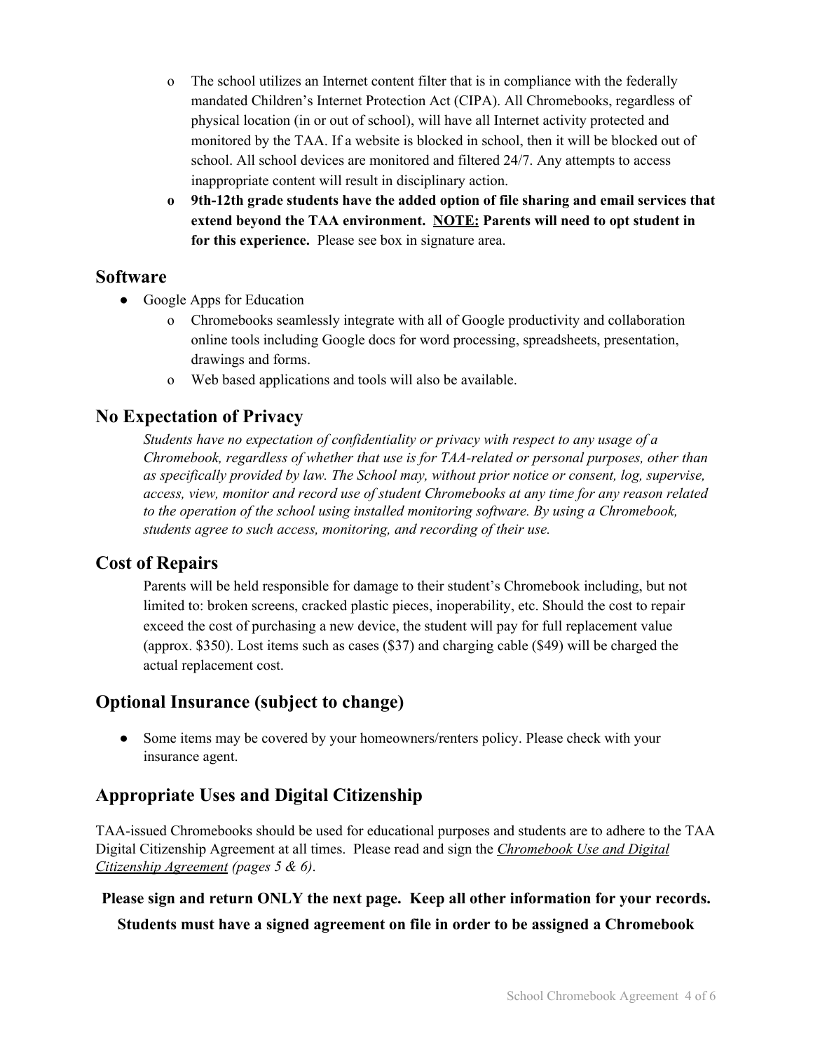- The school utilizes an Internet content filter that is in compliance with the federally mandated Children's Internet Protection Act (CIPA). All Chromebooks, regardless of physical location (in or out of school), will have all Internet activity protected and monitored by the TAA. If a website is blocked in school, then it will be blocked out of school. All school devices are monitored and filtered 24/7. Any attempts to access inappropriate content will result in disciplinary action.
  - **9th-12th grade students have the added option of file sharing and email services that extend beyond the TAA environment. <u>NOTE:</u> Parents will need to opt student in for this experience.** Please see box in signature area.

## Software

- Google Apps for Education
  - Chromebooks seamlessly integrate with all of Google productivity and collaboration online tools including Google docs for word processing, spreadsheets, presentation, drawings and forms.
  - Web based applications and tools will also be available.

## No Expectation of Privacy

*Students have no expectation of confidentiality or privacy with respect to any usage of a Chromebook, regardless of whether that use is for TAA-related or personal purposes, other than as specifically provided by law. The School may, without prior notice or consent, log, supervise, access, view, monitor and record use of student Chromebooks at any time for any reason related to the operation of the school using installed monitoring software. By using a Chromebook, students agree to such access, monitoring, and recording of their use.*

## Cost of Repairs

Parents will be held responsible for damage to their student's Chromebook including, but not limited to: broken screens, cracked plastic pieces, inoperability, etc. Should the cost to repair exceed the cost of purchasing a new device, the student will pay for full replacement value (approx. $350). Lost items such as cases ($37) and charging cable ($49) will be charged the actual replacement cost.

## Optional Insurance (subject to change)

- Some items may be covered by your homeowners/renters policy. Please check with your insurance agent.

## Appropriate Uses and Digital Citizenship

TAA-issued Chromebooks should be used for educational purposes and students are to adhere to the TAA Digital Citizenship Agreement at all times. Please read and sign the <u>*Chromebook Use and Digital Citizenship Agreement*</u> *(pages 5 & 6)*.

**Please sign and return ONLY the next page. Keep all other information for your records.**

**Students must have a signed agreement on file in order to be assigned a Chromebook**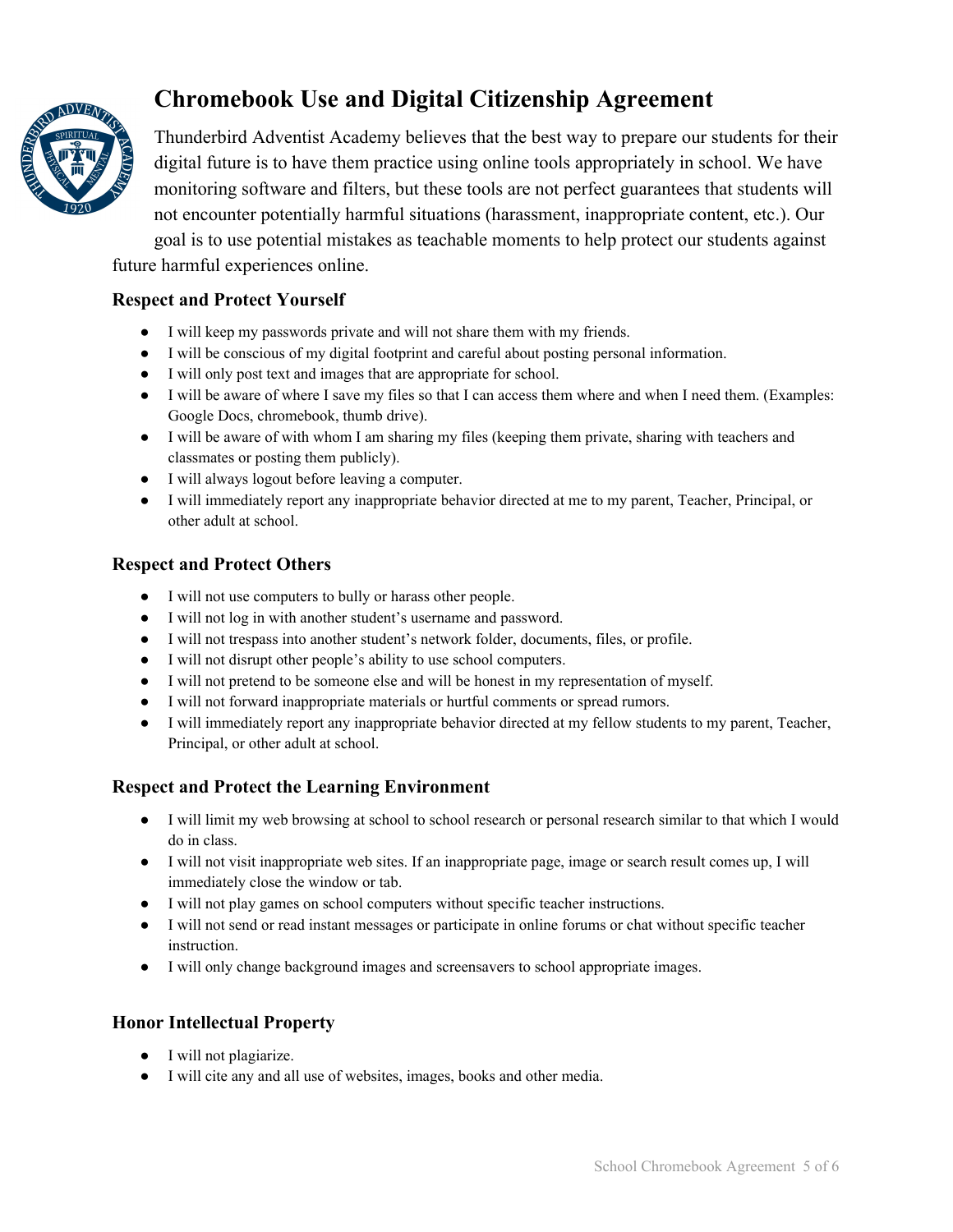# Chromebook Use and Digital Citizenship Agreement

Thunderbird Adventist Academy believes that the best way to prepare our students for their digital future is to have them practice using online tools appropriately in school. We have monitoring software and filters, but these tools are not perfect guarantees that students will not encounter potentially harmful situations (harassment, inappropriate content, etc.). Our goal is to use potential mistakes as teachable moments to help protect our students against future harmful experiences online.

### Respect and Protect Yourself

- I will keep my passwords private and will not share them with my friends.
- I will be conscious of my digital footprint and careful about posting personal information.
- I will only post text and images that are appropriate for school.
- I will be aware of where I save my files so that I can access them where and when I need them. (Examples: Google Docs, chromebook, thumb drive).
- I will be aware of with whom I am sharing my files (keeping them private, sharing with teachers and classmates or posting them publicly).
- I will always logout before leaving a computer.
- I will immediately report any inappropriate behavior directed at me to my parent, Teacher, Principal, or other adult at school.

### Respect and Protect Others

- I will not use computers to bully or harass other people.
- I will not log in with another student's username and password.
- I will not trespass into another student's network folder, documents, files, or profile.
- I will not disrupt other people's ability to use school computers.
- I will not pretend to be someone else and will be honest in my representation of myself.
- I will not forward inappropriate materials or hurtful comments or spread rumors.
- I will immediately report any inappropriate behavior directed at my fellow students to my parent, Teacher, Principal, or other adult at school.

### Respect and Protect the Learning Environment

- I will limit my web browsing at school to school research or personal research similar to that which I would do in class.
- I will not visit inappropriate web sites. If an inappropriate page, image or search result comes up, I will immediately close the window or tab.
- I will not play games on school computers without specific teacher instructions.
- I will not send or read instant messages or participate in online forums or chat without specific teacher instruction.
- I will only change background images and screensavers to school appropriate images.

### Honor Intellectual Property

- I will not plagiarize.
- I will cite any and all use of websites, images, books and other media.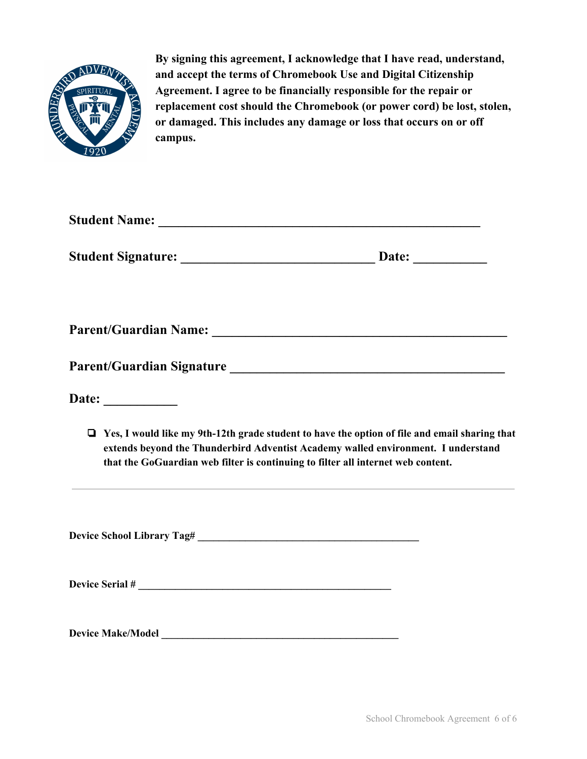**By signing this agreement, I acknowledge that I have read, understand, and accept the terms of Chromebook Use and Digital Citizenship Agreement. I agree to be financially responsible for the repair or replacement cost should the Chromebook (or power cord) be lost, stolen, or damaged. This includes any damage or loss that occurs on or off campus.**

**Student Name: ________________________________________________**

**Student Signature: _____________________________ Date: ___________**

**Parent/Guardian Name: ____________________________________________**

**Parent/Guardian Signature _________________________________________**

**Date: ___________**

- ❏ **Yes, I would like my 9th-12th grade student to have the option of file and email sharing that extends beyond the Thunderbird Adventist Academy walled environment. I understand that the GoGuardian web filter is continuing to filter all internet web content.**

---

**Device School Library Tag# ___________________________________________**

**Device Serial # _______________________________________________**

**Device Make/Model ___________________________________________**